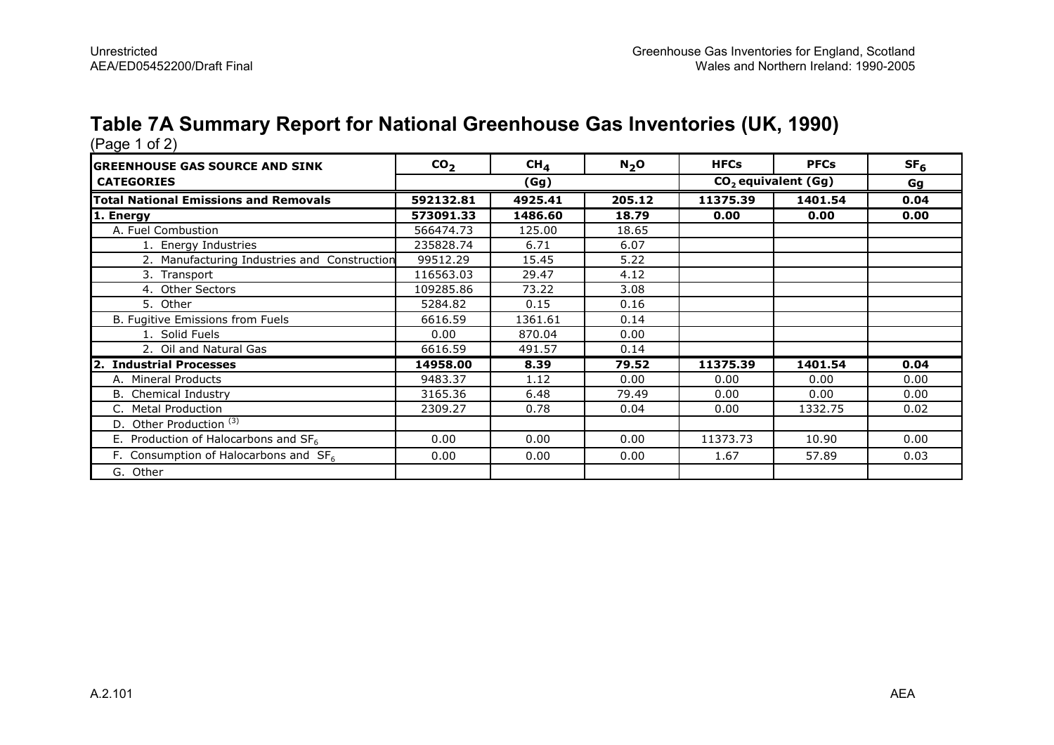# Table 7A Summary Report for National Greenhouse Gas Inventories (UK, 1990)

(Page 1 of 2)

| GREENHOUSE GAS SOURCE AND SINK CATEGORIES | $CO_2$ | $CH_4$ | $N_2O$ | HFCs | PFCs | $SF_6$ |
|---|---|---|---|---|---|---|
| | (Gg) | | | $CO_2$ equivalent (Gg) | | Gg |
| **Total National Emissions and Removals** | **592132.81** | **4925.41** | **205.12** | **11375.39** | **1401.54** | **0.04** |
| **1. Energy** | **573091.33** | **1486.60** | **18.79** | **0.00** | **0.00** | **0.00** |
| A. Fuel Combustion | 566474.73 | 125.00 | 18.65 | | | |
| 1. Energy Industries | 235828.74 | 6.71 | 6.07 | | | |
| 2. Manufacturing Industries and Construction | 99512.29 | 15.45 | 5.22 | | | |
| 3. Transport | 116563.03 | 29.47 | 4.12 | | | |
| 4. Other Sectors | 109285.86 | 73.22 | 3.08 | | | |
| 5. Other | 5284.82 | 0.15 | 0.16 | | | |
| B. Fugitive Emissions from Fuels | 6616.59 | 1361.61 | 0.14 | | | |
| 1. Solid Fuels | 0.00 | 870.04 | 0.00 | | | |
| 2. Oil and Natural Gas | 6616.59 | 491.57 | 0.14 | | | |
| **2. Industrial Processes** | **14958.00** | **8.39** | **79.52** | **11375.39** | **1401.54** | **0.04** |
| A. Mineral Products | 9483.37 | 1.12 | 0.00 | 0.00 | 0.00 | 0.00 |
| B. Chemical Industry | 3165.36 | 6.48 | 79.49 | 0.00 | 0.00 | 0.00 |
| C. Metal Production | 2309.27 | 0.78 | 0.04 | 0.00 | 1332.75 | 0.02 |
| D. Other Production [(3)] | | | | | | |
| E. Production of Halocarbons and $SF_6$ | 0.00 | 0.00 | 0.00 | 11373.73 | 10.90 | 0.00 |
| F. Consumption of Halocarbons and $SF_6$ | 0.00 | 0.00 | 0.00 | 1.67 | 57.89 | 0.03 |
| G. Other | | | | | | |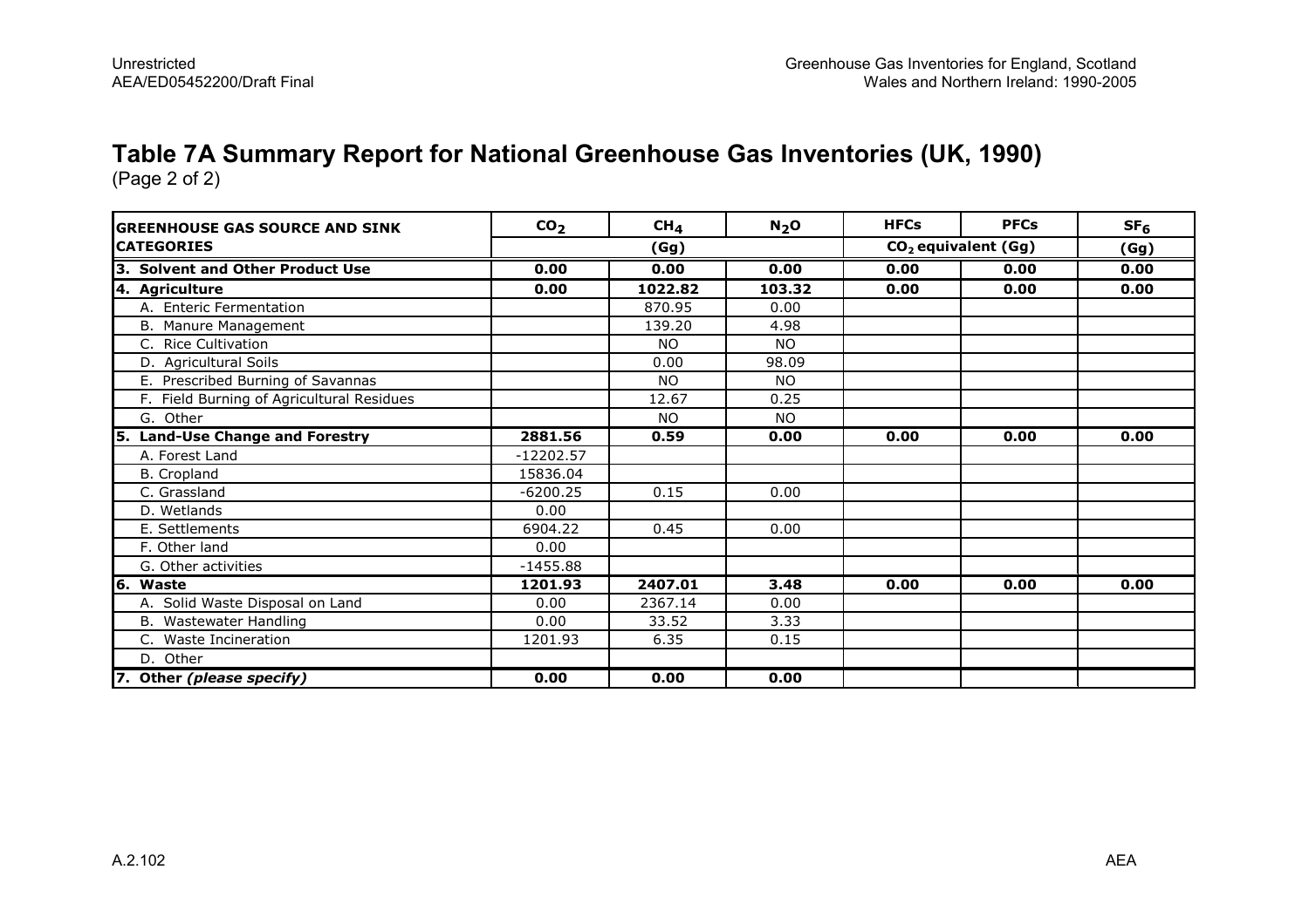# Table 7A Summary Report for National Greenhouse Gas Inventories (UK, 1990)

(Page 2 of 2)

| GREENHOUSE GAS SOURCE AND SINK CATEGORIES | $CO_2$ | $CH_4$ | $N_2O$ | HFCs | PFCs | $SF_6$ |
|---|---|---|---|---|---|---|
| | (Gg) | | | $CO_2$ equivalent (Gg) | | (Gg) |
| **3. Solvent and Other Product Use** | **0.00** | **0.00** | **0.00** | **0.00** | **0.00** | **0.00** |
| **4. Agriculture** | **0.00** | **1022.82** | **103.32** | **0.00** | **0.00** | **0.00** |
| A. Enteric Fermentation | | 870.95 | 0.00 | | | |
| B. Manure Management | | 139.20 | 4.98 | | | |
| C. Rice Cultivation | | NO | NO | | | |
| D. Agricultural Soils | | 0.00 | 98.09 | | | |
| E. Prescribed Burning of Savannas | | NO | NO | | | |
| F. Field Burning of Agricultural Residues | | 12.67 | 0.25 | | | |
| G. Other | | NO | NO | | | |
| **5. Land-Use Change and Forestry** | **2881.56** | **0.59** | **0.00** | **0.00** | **0.00** | **0.00** |
| A. Forest Land | -12202.57 | | | | | |
| B. Cropland | 15836.04 | | | | | |
| C. Grassland | -6200.25 | 0.15 | 0.00 | | | |
| D. Wetlands | 0.00 | | | | | |
| E. Settlements | 6904.22 | 0.45 | 0.00 | | | |
| F. Other land | 0.00 | | | | | |
| G. Other activities | -1455.88 | | | | | |
| **6. Waste** | **1201.93** | **2407.01** | **3.48** | **0.00** | **0.00** | **0.00** |
| A. Solid Waste Disposal on Land | 0.00 | 2367.14 | 0.00 | | | |
| B. Wastewater Handling | 0.00 | 33.52 | 3.33 | | | |
| C. Waste Incineration | 1201.93 | 6.35 | 0.15 | | | |
| D. Other | | | | | | |
| **7. Other *(please specify)*** | **0.00** | **0.00** | **0.00** | | | |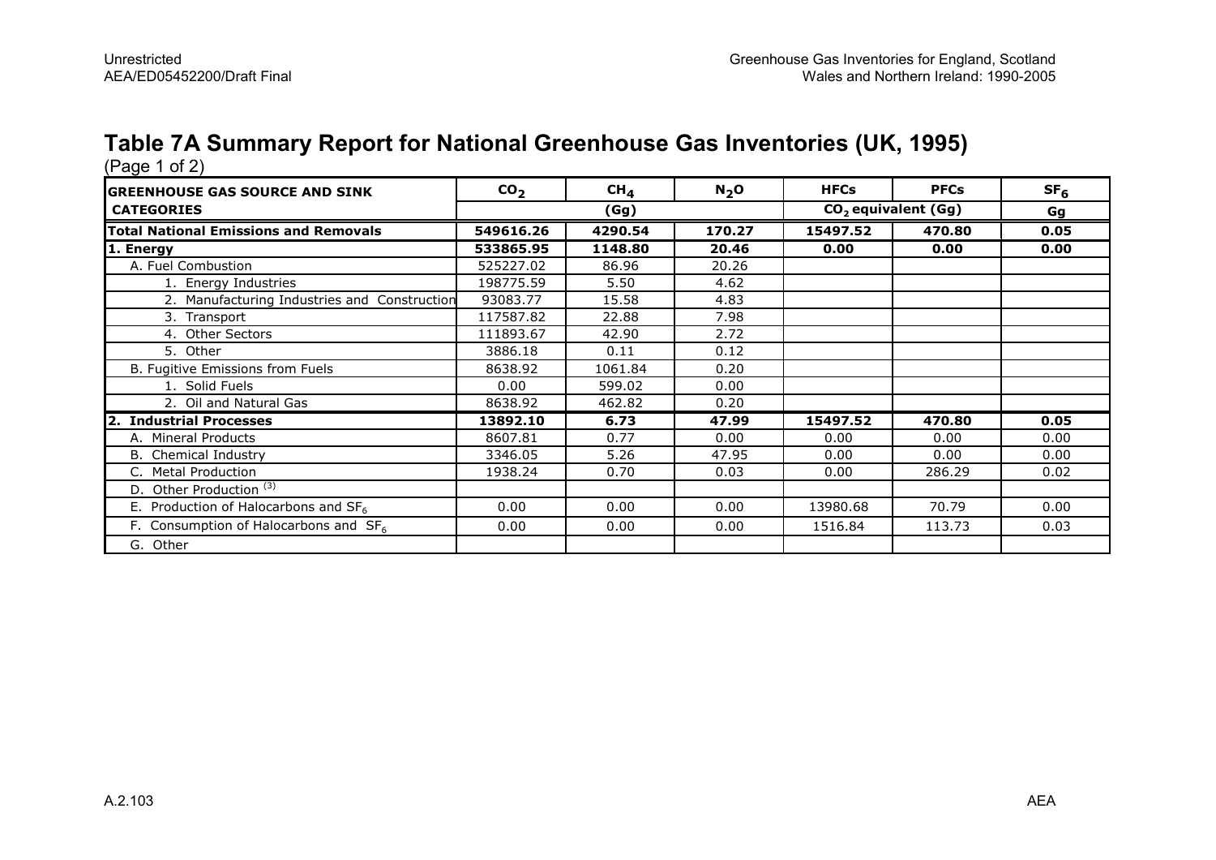# Table 7A Summary Report for National Greenhouse Gas Inventories (UK, 1995)

(Page 1 of 2)

| GREENHOUSE GAS SOURCE AND SINK CATEGORIES | $CO_2$ | $CH_4$ | $N_2O$ | HFCs | PFCs | $SF_6$ |
|---|---|---|---|---|---|---|
| | (Gg) | | | $CO_2$ equivalent (Gg) | | Gg |
| **Total National Emissions and Removals** | **549616.26** | **4290.54** | **170.27** | **15497.52** | **470.80** | **0.05** |
| **1. Energy** | **533865.95** | **1148.80** | **20.46** | **0.00** | **0.00** | **0.00** |
| A. Fuel Combustion | 525227.02 | 86.96 | 20.26 | | | |
| 1. Energy Industries | 198775.59 | 5.50 | 4.62 | | | |
| 2. Manufacturing Industries and Construction | 93083.77 | 15.58 | 4.83 | | | |
| 3. Transport | 117587.82 | 22.88 | 7.98 | | | |
| 4. Other Sectors | 111893.67 | 42.90 | 2.72 | | | |
| 5. Other | 3886.18 | 0.11 | 0.12 | | | |
| B. Fugitive Emissions from Fuels | 8638.92 | 1061.84 | 0.20 | | | |
| 1. Solid Fuels | 0.00 | 599.02 | 0.00 | | | |
| 2. Oil and Natural Gas | 8638.92 | 462.82 | 0.20 | | | |
| **2. Industrial Processes** | **13892.10** | **6.73** | **47.99** | **15497.52** | **470.80** | **0.05** |
| A. Mineral Products | 8607.81 | 0.77 | 0.00 | 0.00 | 0.00 | 0.00 |
| B. Chemical Industry | 3346.05 | 5.26 | 47.95 | 0.00 | 0.00 | 0.00 |
| C. Metal Production | 1938.24 | 0.70 | 0.03 | 0.00 | 286.29 | 0.02 |
| D. Other Production [(3)] | | | | | | |
| E. Production of Halocarbons and $SF_6$ | 0.00 | 0.00 | 0.00 | 13980.68 | 70.79 | 0.00 |
| F. Consumption of Halocarbons and $SF_6$ | 0.00 | 0.00 | 0.00 | 1516.84 | 113.73 | 0.03 |
| G. Other | | | | | | |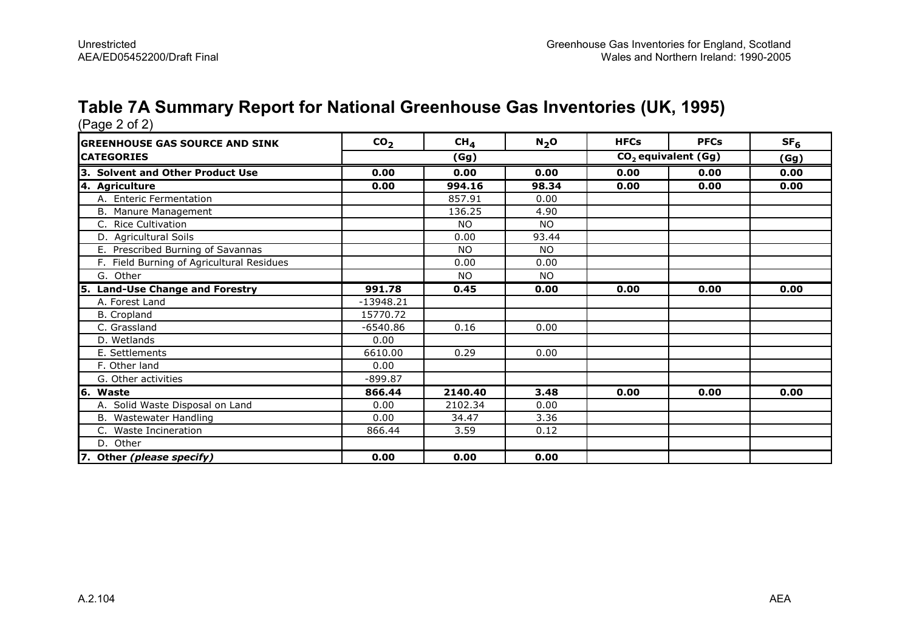# Table 7A Summary Report for National Greenhouse Gas Inventories (UK, 1995)

(Page 2 of 2)

| GREENHOUSE GAS SOURCE AND SINK CATEGORIES | $CO_2$ | $CH_4$ | $N_2O$ | HFCs | PFCs | $SF_6$ |
|---|---|---|---|---|---|---|
| | (Gg) | | | $CO_2$ equivalent (Gg) | | (Gg) |
| **3. Solvent and Other Product Use** | **0.00** | **0.00** | **0.00** | **0.00** | **0.00** | **0.00** |
| **4. Agriculture** | **0.00** | **994.16** | **98.34** | **0.00** | **0.00** | **0.00** |
| A. Enteric Fermentation | | 857.91 | 0.00 | | | |
| B. Manure Management | | 136.25 | 4.90 | | | |
| C. Rice Cultivation | | NO | NO | | | |
| D. Agricultural Soils | | 0.00 | 93.44 | | | |
| E. Prescribed Burning of Savannas | | NO | NO | | | |
| F. Field Burning of Agricultural Residues | | 0.00 | 0.00 | | | |
| G. Other | | NO | NO | | | |
| **5. Land-Use Change and Forestry** | **991.78** | **0.45** | **0.00** | **0.00** | **0.00** | **0.00** |
| A. Forest Land | -13948.21 | | | | | |
| B. Cropland | 15770.72 | | | | | |
| C. Grassland | -6540.86 | 0.16 | 0.00 | | | |
| D. Wetlands | 0.00 | | | | | |
| E. Settlements | 6610.00 | 0.29 | 0.00 | | | |
| F. Other land | 0.00 | | | | | |
| G. Other activities | -899.87 | | | | | |
| **6. Waste** | **866.44** | **2140.40** | **3.48** | **0.00** | **0.00** | **0.00** |
| A. Solid Waste Disposal on Land | 0.00 | 2102.34 | 0.00 | | | |
| B. Wastewater Handling | 0.00 | 34.47 | 3.36 | | | |
| C. Waste Incineration | 866.44 | 3.59 | 0.12 | | | |
| D. Other | | | | | | |
| **7. Other *(please specify)*** | **0.00** | **0.00** | **0.00** | | | |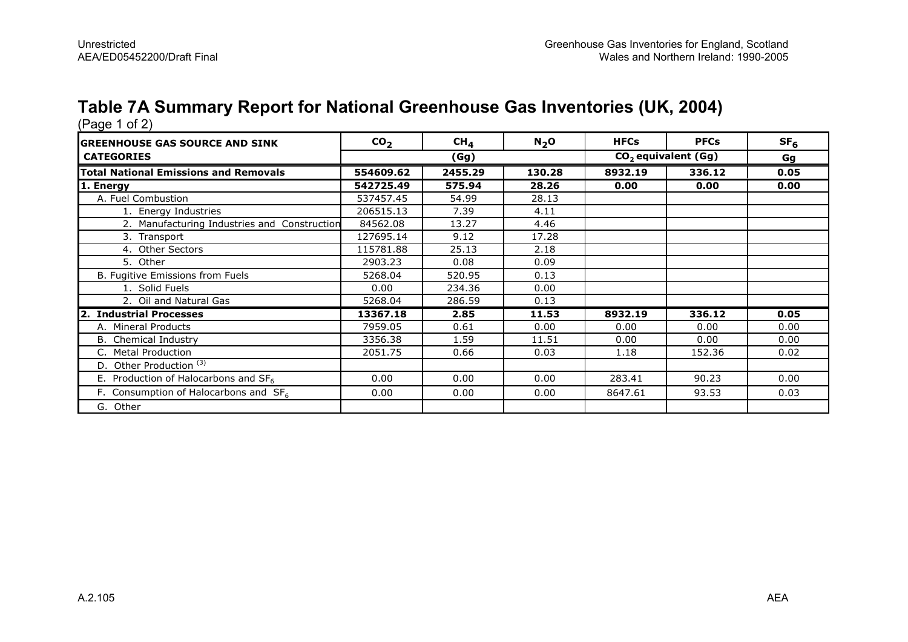# Table 7A Summary Report for National Greenhouse Gas Inventories (UK, 2004)

(Page 1 of 2)

| GREENHOUSE GAS SOURCE AND SINK CATEGORIES | $CO_2$ | $CH_4$ | $N_2O$ | HFCs | PFCs | $SF_6$ |
|---|---|---|---|---|---|---|
| | (Gg) | | | $CO_2$ equivalent (Gg) | | Gg |
| **Total National Emissions and Removals** | **554609.62** | **2455.29** | **130.28** | **8932.19** | **336.12** | **0.05** |
| **1. Energy** | **542725.49** | **575.94** | **28.26** | **0.00** | **0.00** | **0.00** |
| A. Fuel Combustion | 537457.45 | 54.99 | 28.13 | | | |
| 1. Energy Industries | 206515.13 | 7.39 | 4.11 | | | |
| 2. Manufacturing Industries and Construction | 84562.08 | 13.27 | 4.46 | | | |
| 3. Transport | 127695.14 | 9.12 | 17.28 | | | |
| 4. Other Sectors | 115781.88 | 25.13 | 2.18 | | | |
| 5. Other | 2903.23 | 0.08 | 0.09 | | | |
| B. Fugitive Emissions from Fuels | 5268.04 | 520.95 | 0.13 | | | |
| 1. Solid Fuels | 0.00 | 234.36 | 0.00 | | | |
| 2. Oil and Natural Gas | 5268.04 | 286.59 | 0.13 | | | |
| **2. Industrial Processes** | **13367.18** | **2.85** | **11.53** | **8932.19** | **336.12** | **0.05** |
| A. Mineral Products | 7959.05 | 0.61 | 0.00 | 0.00 | 0.00 | 0.00 |
| B. Chemical Industry | 3356.38 | 1.59 | 11.51 | 0.00 | 0.00 | 0.00 |
| C. Metal Production | 2051.75 | 0.66 | 0.03 | 1.18 | 152.36 | 0.02 |
| D. Other Production [(3)] | | | | | | |
| E. Production of Halocarbons and $SF_6$ | 0.00 | 0.00 | 0.00 | 283.41 | 90.23 | 0.00 |
| F. Consumption of Halocarbons and $SF_6$ | 0.00 | 0.00 | 0.00 | 8647.61 | 93.53 | 0.03 |
| G. Other | | | | | | |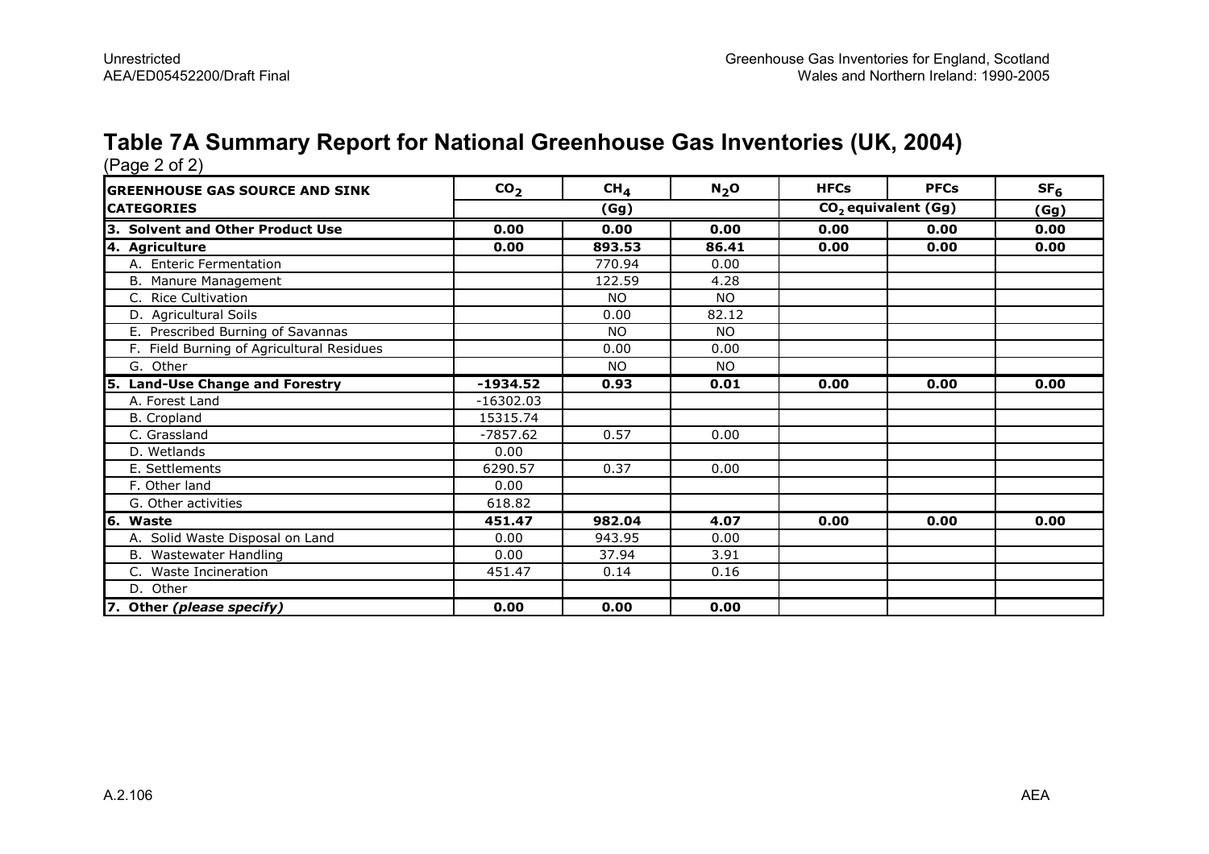# Table 7A Summary Report for National Greenhouse Gas Inventories (UK, 2004)

(Page 2 of 2)

| GREENHOUSE GAS SOURCE AND SINK CATEGORIES | $CO_2$ | $CH_4$ | $N_2O$ | HFCs | PFCs | $SF_6$ |
|---|---|---|---|---|---|---|
| | (Gg) | | | $CO_2$ equivalent (Gg) | | (Gg) |
| **3. Solvent and Other Product Use** | **0.00** | **0.00** | **0.00** | **0.00** | **0.00** | **0.00** |
| **4. Agriculture** | **0.00** | **893.53** | **86.41** | **0.00** | **0.00** | **0.00** |
| A. Enteric Fermentation | | 770.94 | 0.00 | | | |
| B. Manure Management | | 122.59 | 4.28 | | | |
| C. Rice Cultivation | | NO | NO | | | |
| D. Agricultural Soils | | 0.00 | 82.12 | | | |
| E. Prescribed Burning of Savannas | | NO | NO | | | |
| F. Field Burning of Agricultural Residues | | 0.00 | 0.00 | | | |
| G. Other | | NO | NO | | | |
| **5. Land-Use Change and Forestry** | **-1934.52** | **0.93** | **0.01** | **0.00** | **0.00** | **0.00** |
| A. Forest Land | -16302.03 | | | | | |
| B. Cropland | 15315.74 | | | | | |
| C. Grassland | -7857.62 | 0.57 | 0.00 | | | |
| D. Wetlands | 0.00 | | | | | |
| E. Settlements | 6290.57 | 0.37 | 0.00 | | | |
| F. Other land | 0.00 | | | | | |
| G. Other activities | 618.82 | | | | | |
| **6. Waste** | **451.47** | **982.04** | **4.07** | **0.00** | **0.00** | **0.00** |
| A. Solid Waste Disposal on Land | 0.00 | 943.95 | 0.00 | | | |
| B. Wastewater Handling | 0.00 | 37.94 | 3.91 | | | |
| C. Waste Incineration | 451.47 | 0.14 | 0.16 | | | |
| D. Other | | | | | | |
| **7. Other *(please specify)*** | **0.00** | **0.00** | **0.00** | | | |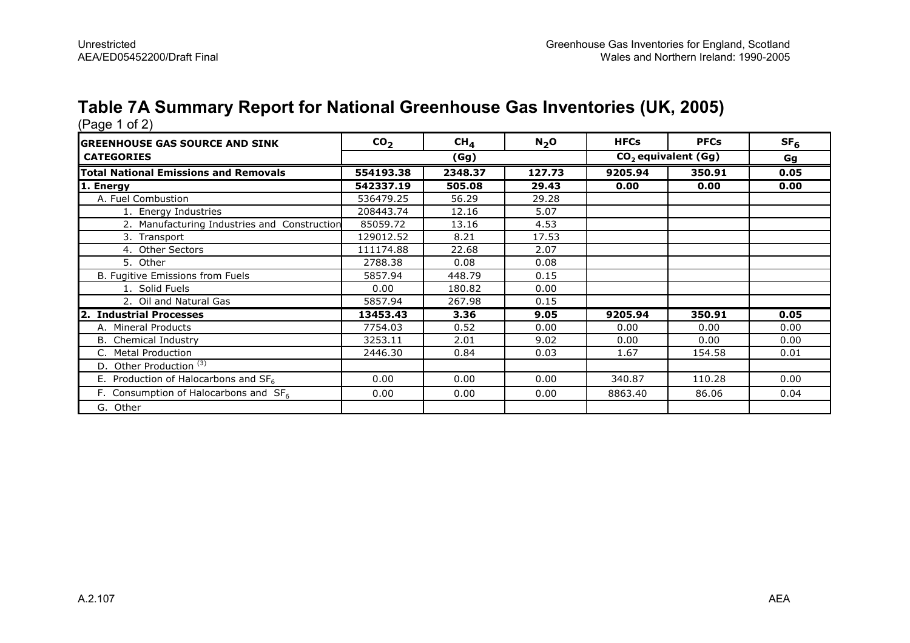# Table 7A Summary Report for National Greenhouse Gas Inventories (UK, 2005)

(Page 1 of 2)

| GREENHOUSE GAS SOURCE AND SINK CATEGORIES | $CO_2$ | $CH_4$ | $N_2O$ | HFCs | PFCs | $SF_6$ |
|---|---|---|---|---|---|---|
| | (Gg) | | | $CO_2$ equivalent (Gg) | | Gg |
| **Total National Emissions and Removals** | **554193.38** | **2348.37** | **127.73** | **9205.94** | **350.91** | **0.05** |
| **1. Energy** | **542337.19** | **505.08** | **29.43** | **0.00** | **0.00** | **0.00** |
| A. Fuel Combustion | 536479.25 | 56.29 | 29.28 | | | |
| 1. Energy Industries | 208443.74 | 12.16 | 5.07 | | | |
| 2. Manufacturing Industries and Construction | 85059.72 | 13.16 | 4.53 | | | |
| 3. Transport | 129012.52 | 8.21 | 17.53 | | | |
| 4. Other Sectors | 111174.88 | 22.68 | 2.07 | | | |
| 5. Other | 2788.38 | 0.08 | 0.08 | | | |
| B. Fugitive Emissions from Fuels | 5857.94 | 448.79 | 0.15 | | | |
| 1. Solid Fuels | 0.00 | 180.82 | 0.00 | | | |
| 2. Oil and Natural Gas | 5857.94 | 267.98 | 0.15 | | | |
| **2. Industrial Processes** | **13453.43** | **3.36** | **9.05** | **9205.94** | **350.91** | **0.05** |
| A. Mineral Products | 7754.03 | 0.52 | 0.00 | 0.00 | 0.00 | 0.00 |
| B. Chemical Industry | 3253.11 | 2.01 | 9.02 | 0.00 | 0.00 | 0.00 |
| C. Metal Production | 2446.30 | 0.84 | 0.03 | 1.67 | 154.58 | 0.01 |
| D. Other Production [(3)] | | | | | | |
| E. Production of Halocarbons and $SF_6$ | 0.00 | 0.00 | 0.00 | 340.87 | 110.28 | 0.00 |
| F. Consumption of Halocarbons and $SF_6$ | 0.00 | 0.00 | 0.00 | 8863.40 | 86.06 | 0.04 |
| G. Other | | | | | | |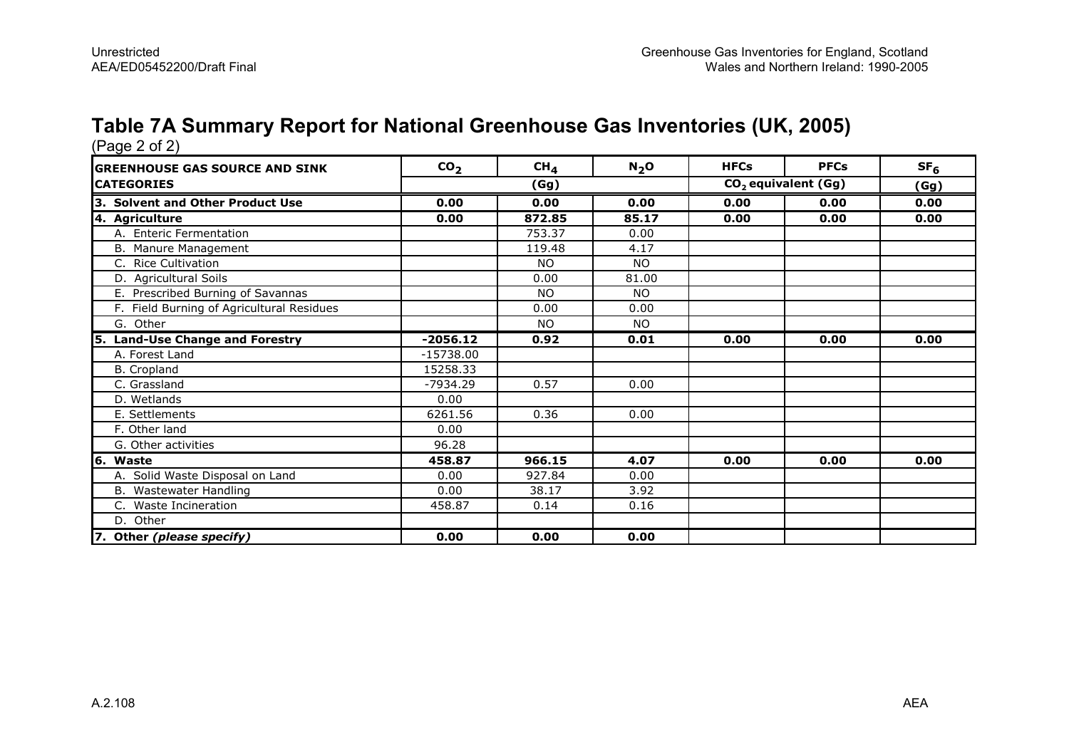# Table 7A Summary Report for National Greenhouse Gas Inventories (UK, 2005)

(Page 2 of 2)

| GREENHOUSE GAS SOURCE AND SINK CATEGORIES | $CO_2$ | $CH_4$ | $N_2O$ | HFCs | PFCs | $SF_6$ |
|---|---|---|---|---|---|---|
| | (Gg) | | | $CO_2$ equivalent (Gg) | | (Gg) |
| **3. Solvent and Other Product Use** | **0.00** | **0.00** | **0.00** | **0.00** | **0.00** | **0.00** |
| **4. Agriculture** | **0.00** | **872.85** | **85.17** | **0.00** | **0.00** | **0.00** |
| A. Enteric Fermentation | | 753.37 | 0.00 | | | |
| B. Manure Management | | 119.48 | 4.17 | | | |
| C. Rice Cultivation | | NO | NO | | | |
| D. Agricultural Soils | | 0.00 | 81.00 | | | |
| E. Prescribed Burning of Savannas | | NO | NO | | | |
| F. Field Burning of Agricultural Residues | | 0.00 | 0.00 | | | |
| G. Other | | NO | NO | | | |
| **5. Land-Use Change and Forestry** | **-2056.12** | **0.92** | **0.01** | **0.00** | **0.00** | **0.00** |
| A. Forest Land | -15738.00 | | | | | |
| B. Cropland | 15258.33 | | | | | |
| C. Grassland | -7934.29 | 0.57 | 0.00 | | | |
| D. Wetlands | 0.00 | | | | | |
| E. Settlements | 6261.56 | 0.36 | 0.00 | | | |
| F. Other land | 0.00 | | | | | |
| G. Other activities | 96.28 | | | | | |
| **6. Waste** | **458.87** | **966.15** | **4.07** | **0.00** | **0.00** | **0.00** |
| A. Solid Waste Disposal on Land | 0.00 | 927.84 | 0.00 | | | |
| B. Wastewater Handling | 0.00 | 38.17 | 3.92 | | | |
| C. Waste Incineration | 458.87 | 0.14 | 0.16 | | | |
| D. Other | | | | | | |
| **7. Other *(please specify)*** | **0.00** | **0.00** | **0.00** | | | |